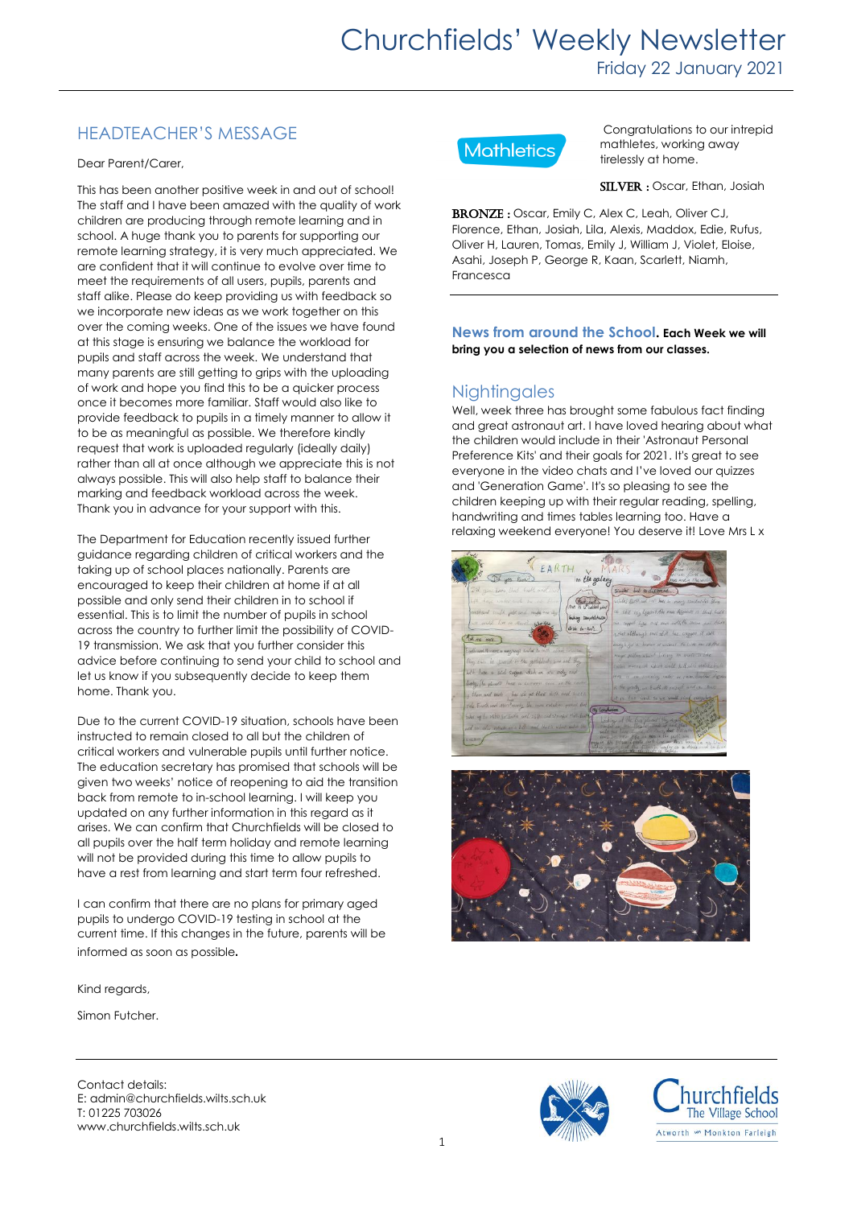# Churchfields' Weekly Newsletter

Friday 22 January 2021

## HEADTEACHER'S MESSAGE

Dear Parent/Carer,

This has been another positive week in and out of school! The staff and I have been amazed with the quality of work children are producing through remote learning and in school. A huge thank you to parents for supporting our remote learning strategy, it is very much appreciated. We are confident that it will continue to evolve over time to meet the requirements of all users, pupils, parents and staff alike. Please do keep providing us with feedback so we incorporate new ideas as we work together on this over the coming weeks. One of the issues we have found at this stage is ensuring we balance the workload for pupils and staff across the week. We understand that many parents are still getting to grips with the uploading of work and hope you find this to be a quicker process once it becomes more familiar. Staff would also like to provide feedback to pupils in a timely manner to allow it to be as meaningful as possible. We therefore kindly request that work is uploaded regularly (ideally daily) rather than all at once although we appreciate this is not always possible. This will also help staff to balance their marking and feedback workload across the week. Thank you in advance for your support with this.

The Department for Education recently issued further guidance regarding children of critical workers and the taking up of school places nationally. Parents are encouraged to keep their children at home if at all possible and only send their children in to school if essential. This is to limit the number of pupils in school across the country to further limit the possibility of COVID-19 transmission. We ask that you further consider this advice before continuing to send your child to school and let us know if you subsequently decide to keep them home. Thank you.

Due to the current COVID-19 situation, schools have been instructed to remain closed to all but the children of critical workers and vulnerable pupils until further notice. The education secretary has promised that schools will be given two weeks' notice of reopening to aid the transition back from remote to in-school learning. I will keep you updated on any further information in this regard as it arises. We can confirm that Churchfields will be closed to all pupils over the half term holiday and remote learning will not be provided during this time to allow pupils to have a rest from learning and start term four refreshed.

I can confirm that there are no plans for primary aged pupils to undergo COVID-19 testing in school at the current time. If this changes in the future, parents will be informed as soon as possible.

Kind regards,

Simon Futcher.

**Mathletics**

Congratulations to our intrepid mathletes, working away tirelessly at home.

**SILVER :** Oscar, Ethan, Josiah

**BRONZE :** Oscar, Emily C, Alex C, Leah, Oliver CJ, Florence, Ethan, Josiah, Lila, Alexis, Maddox, Edie, Rufus, Oliver H, Lauren, Tomas, Emily J, William J, Violet, Eloise, Asahi, Joseph P, George R, Kaan, Scarlett, Niamh, Francesca

---

**News from around the School. Each Week we will bring you a selection of news from our classes.**

## Nightingales

Well, week three has brought some fabulous fact finding and great astronaut art. I have loved hearing about what the children would include in their 'Astronaut Personal Preference Kits' and their goals for 2021. It's great to see everyone in the video chats and I've loved our quizzes and 'Generation Game'. It's so pleasing to see the children keeping up with their regular reading, spelling, handwriting and times tables learning too. Have a relaxing weekend everyone! You deserve it! Love Mrs L x

Contact details:
E: admin@churchfields.wilts.sch.uk
T: 01225 703026
www.churchfields.wilts.sch.uk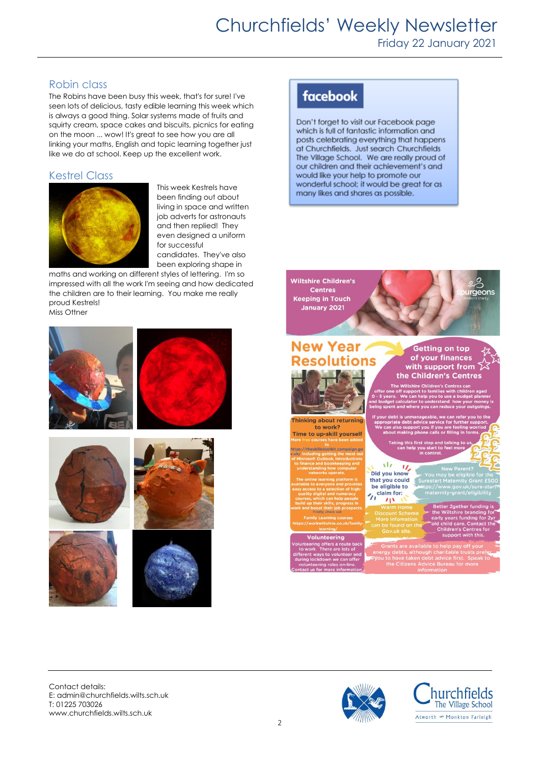## Robin class

The Robins have been busy this week, that's for sure! I've seen lots of delicious, tasty edible learning this week which is always a good thing. Solar systems made of fruits and squirty cream, space cakes and biscuits, picnics for eating on the moon ... wow! It's great to see how you are all linking your maths, English and topic learning together just like we do at school. Keep up the excellent work.

## Kestrel Class

This week Kestrels have been finding out about living in space and written job adverts for astronauts and then replied! They even designed a uniform for successful candidates. They've also been exploring shape in maths and working on different styles of lettering. I'm so impressed with all the work I'm seeing and how dedicated the children are to their learning. You make me really proud Kestrels!

Miss Ottner

**facebook**

Don't forget to visit our Facebook page which is full of fantastic information and posts celebrating everything that happens at Churchfields. Just search Churchfields The Village School. We are really proud of our children and their achievement's and would like your help to promote our wonderful school; it would be great for as many likes and shares as possible.

**Wiltshire Children's Centres Keeping in Touch January 2021**

Spurgeons children's charity

### New Year Resolutions

**Thinking about returning to work?**

**Time to up-skill yourself**

More free courses have been added to https://theskillstoolkit.campaign.gov.uk/ including getting the most out of Microsoft Outlook, introductions to finance and bookkeeping and understanding how computer networks operate.

The online learning platform is available to everyone and provides easy access to a selection of high-quality digital and numeracy courses, which can help people build up their skills, progress in work and boost their job prospects.

Finally, check out:

Family Learning courses https://workwiltshire.co.uk/family-learning/

**Volunteering**

Volunteering offers a route back to work. There are lots of different ways to volunteer and during lockdown we can offer volunteering roles on-line. Contact us for more information.

### Getting on top of your finances with support from the Children's Centres

The Wiltshire Children's Centres can offer one off support to families with children aged 0 - 5 years. We can help you to use a budget planner and budget calculator to understand how your money is being spent and where you can reduce your outgoings.

If your debt is unmanageable, we can refer you to the appropriate debt advice service for further support. We can also support you if you are feeling worried about making phone calls or filling in forms.

Taking this first step and talking to us can help you start to feel more in control.

**Did you know that you could be eligible to claim for:**

New Parent? You may be eligible for the Surestart Maternity Grant £500 https://www.gov.uk/sure-start-maternity-grant/eligibility

Warm Home Discount Scheme More information can be found on the Gov.uk site.

Better 2gether funding is the Wiltshire branding for early years funding for 2yr old child care. Contact the Children's Centres for support with this.

Grants are available to help pay off your energy debts, although charitable trusts prefer you to have taken debt advice first. Speak to the Citizens Advice Bureau for more information.

Contact details:
E: admin@churchfields.wilts.sch.uk
T: 01225 703026
www.churchfields.wilts.sch.uk

Churchfields The Village School
Atworth Monkton Farleigh